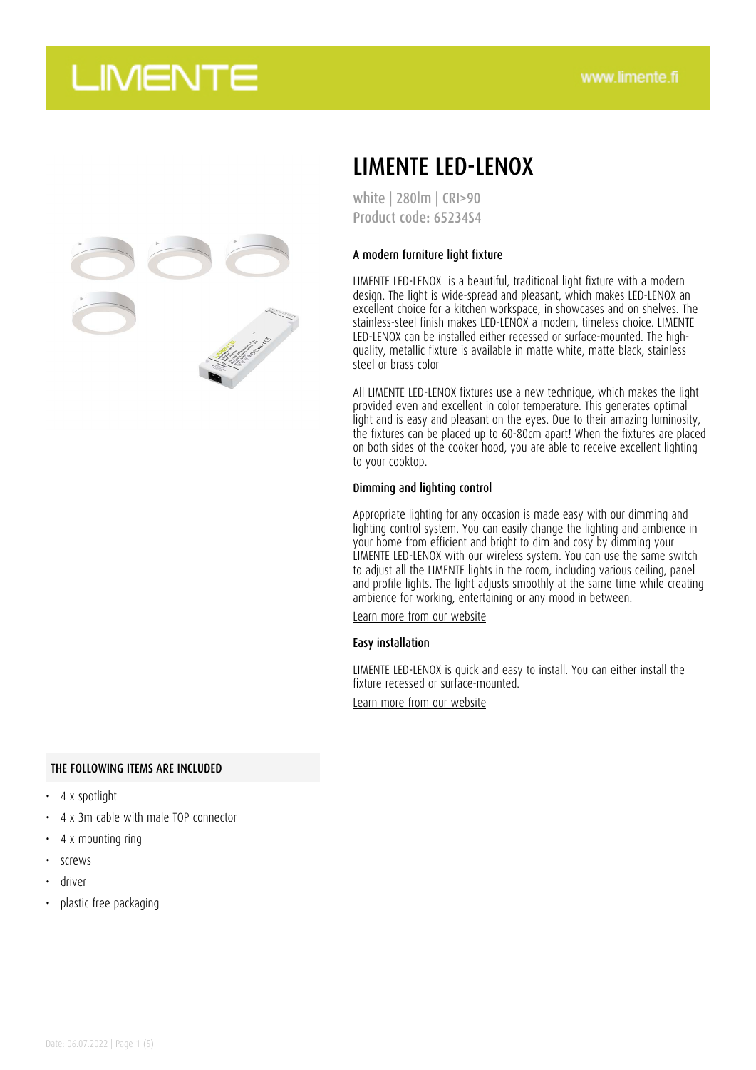# LIMENTE LED-LENOX

white | 280lm | CRI>90
Product code: 65234S4

### A modern furniture light fixture

LIMENTE LED-LENOX is a beautiful, traditional light fixture with a modern design. The light is wide-spread and pleasant, which makes LED-LENOX an excellent choice for a kitchen workspace, in showcases and on shelves. The stainless-steel finish makes LED-LENOX a modern, timeless choice. LIMENTE LED-LENOX can be installed either recessed or surface-mounted. The high-quality, metallic fixture is available in matte white, matte black, stainless steel or brass color

All LIMENTE LED-LENOX fixtures use a new technique, which makes the light provided even and excellent in color temperature. This generates optimal light and is easy and pleasant on the eyes. Due to their amazing luminosity, the fixtures can be placed up to 60-80cm apart! When the fixtures are placed on both sides of the cooker hood, you are able to receive excellent lighting to your cooktop.

### Dimming and lighting control

Appropriate lighting for any occasion is made easy with our dimming and lighting control system. You can easily change the lighting and ambience in your home from efficient and bright to dim and cosy by dimming your LIMENTE LED-LENOX with our wireless system. You can use the same switch to adjust all the LIMENTE lights in the room, including various ceiling, panel and profile lights. The light adjusts smoothly at the same time while creating ambience for working, entertaining or any mood in between.

Learn more from our website

### Easy installation

LIMENTE LED-LENOX is quick and easy to install. You can either install the fixture recessed or surface-mounted.

Learn more from our website

### THE FOLLOWING ITEMS ARE INCLUDED

- 4 x spotlight
- 4 x 3m cable with male TOP connector
- 4 x mounting ring
- screws
- driver
- plastic free packaging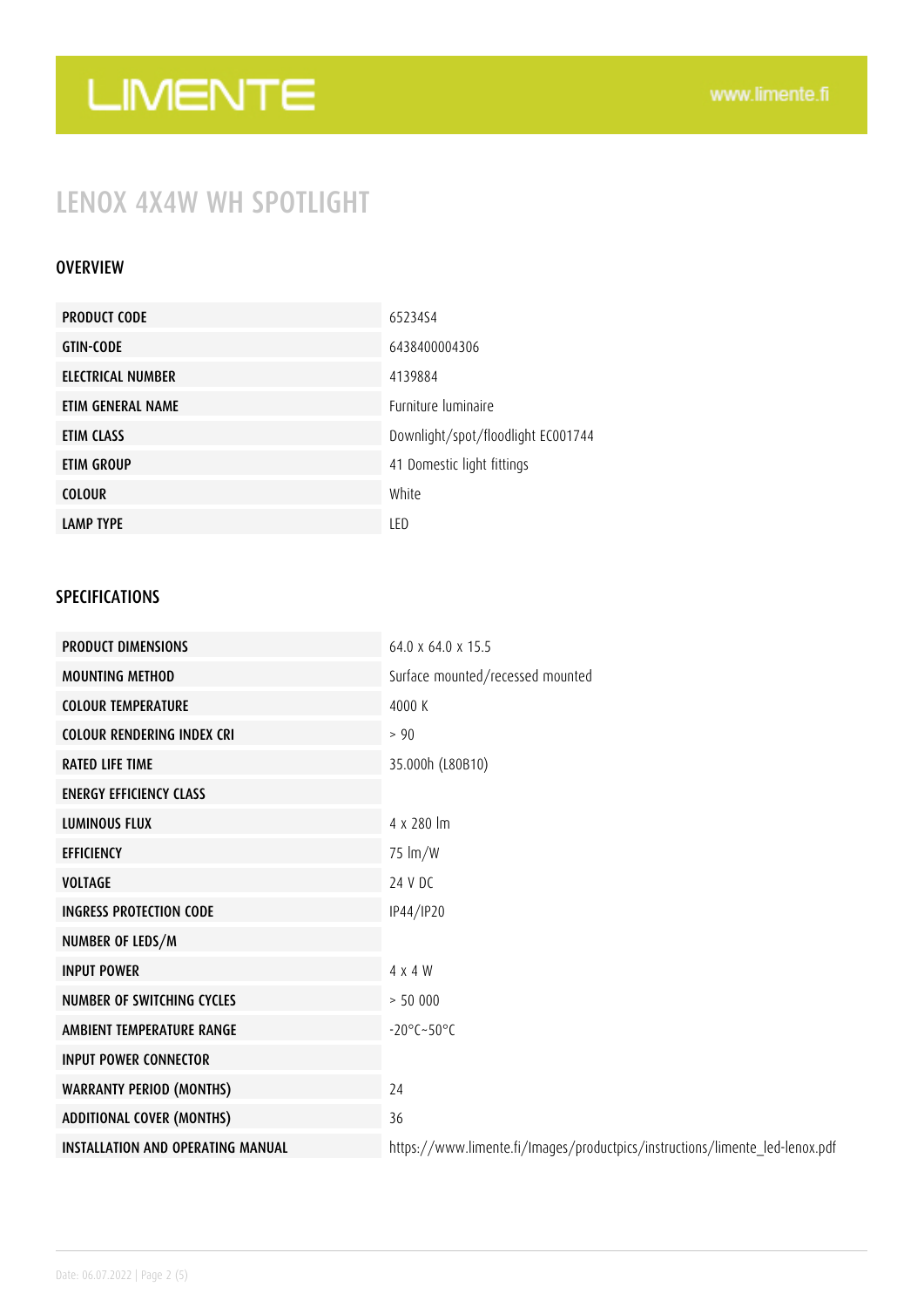# LIMENTE

www.limente.fi

## LENOX 4X4W WH SPOTLIGHT

### OVERVIEW

| | |
|---|---|
| **PRODUCT CODE** | 6523454 |
| **GTIN-CODE** | 6438400004306 |
| **ELECTRICAL NUMBER** | 4139884 |
| **ETIM GENERAL NAME** | Furniture luminaire |
| **ETIM CLASS** | Downlight/spot/floodlight EC001744 |
| **ETIM GROUP** | 41 Domestic light fittings |
| **COLOUR** | White |
| **LAMP TYPE** | LED |

### SPECIFICATIONS

| | |
|---|---|
| **PRODUCT DIMENSIONS** | 64.0 x 64.0 x 15.5 |
| **MOUNTING METHOD** | Surface mounted/recessed mounted |
| **COLOUR TEMPERATURE** | 4000 K |
| **COLOUR RENDERING INDEX CRI** | > 90 |
| **RATED LIFE TIME** | 35.000h (L80B10) |
| **ENERGY EFFICIENCY CLASS** | |
| **LUMINOUS FLUX** | 4 x 280 lm |
| **EFFICIENCY** | 75 lm/W |
| **VOLTAGE** | 24 V DC |
| **INGRESS PROTECTION CODE** | IP44/IP20 |
| **NUMBER OF LEDS/M** | |
| **INPUT POWER** | 4 x 4 W |
| **NUMBER OF SWITCHING CYCLES** | > 50 000 |
| **AMBIENT TEMPERATURE RANGE** | -20°C~50°C |
| **INPUT POWER CONNECTOR** | |
| **WARRANTY PERIOD (MONTHS)** | 24 |
| **ADDITIONAL COVER (MONTHS)** | 36 |
| **INSTALLATION AND OPERATING MANUAL** | https://www.limente.fi/Images/productpics/instructions/limente_led-lenox.pdf |

Date: 06.07.2022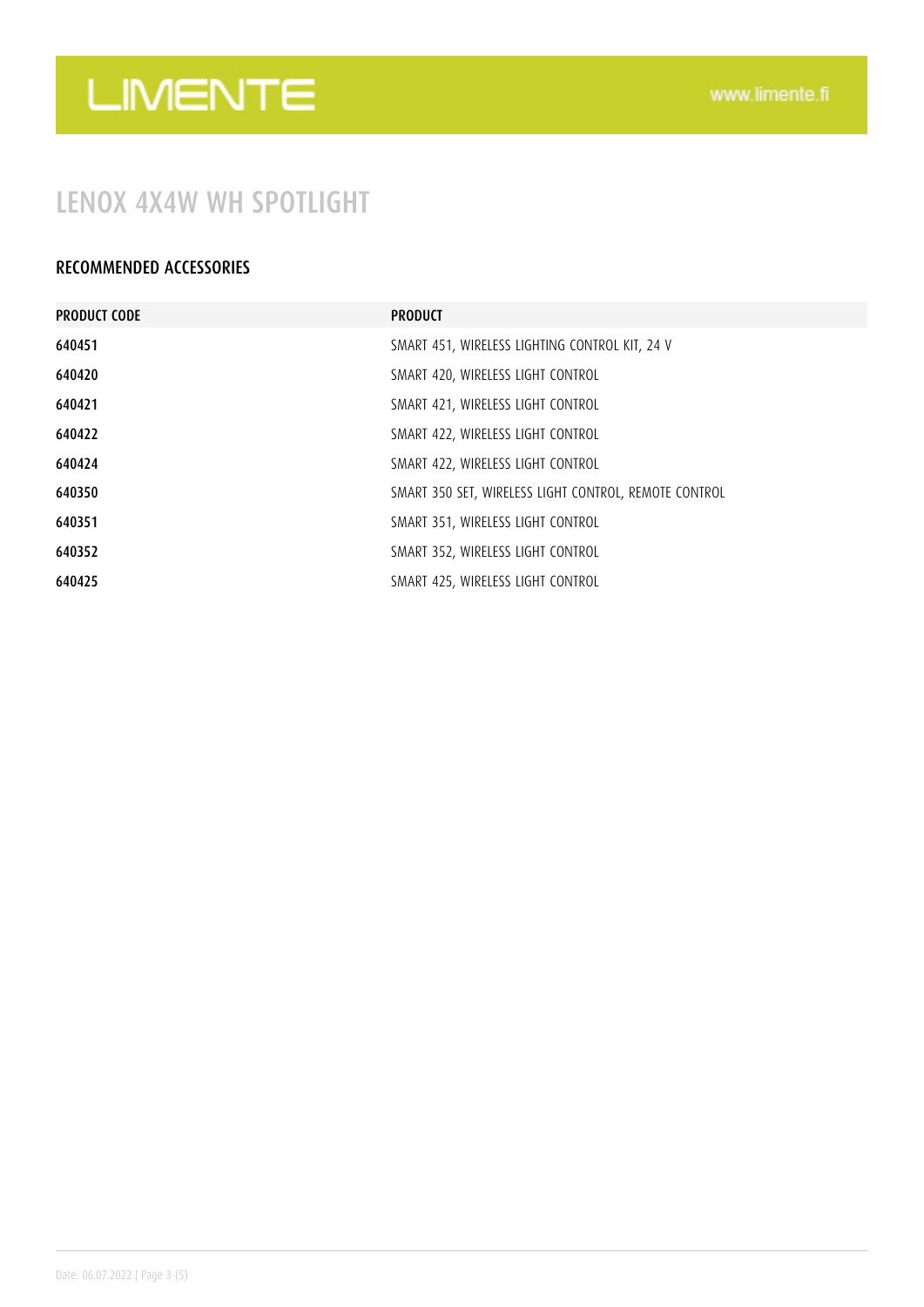# LENOX 4X4W WH SPOTLIGHT

## RECOMMENDED ACCESSORIES

| PRODUCT CODE | PRODUCT |
| --- | --- |
| 640451 | SMART 451, WIRELESS LIGHTING CONTROL KIT, 24 V |
| 640420 | SMART 420, WIRELESS LIGHT CONTROL |
| 640421 | SMART 421, WIRELESS LIGHT CONTROL |
| 640422 | SMART 422, WIRELESS LIGHT CONTROL |
| 640424 | SMART 422, WIRELESS LIGHT CONTROL |
| 640350 | SMART 350 SET, WIRELESS LIGHT CONTROL, REMOTE CONTROL |
| 640351 | SMART 351, WIRELESS LIGHT CONTROL |
| 640352 | SMART 352, WIRELESS LIGHT CONTROL |
| 640425 | SMART 425, WIRELESS LIGHT CONTROL |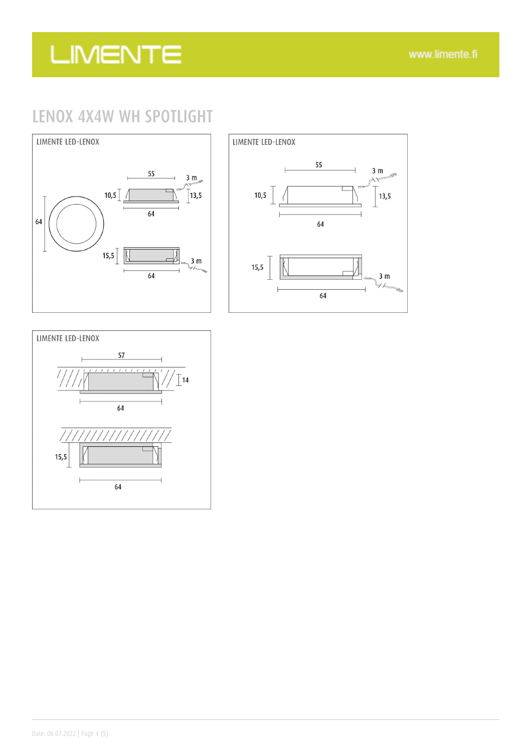# LENOX 4X4W WH SPOTLIGHT

LIMENTE LED-LENOX

55

3 m

10,5

13,5

64

64

15,5

3 m

64

LIMENTE LED-LENOX

55

3 m

10,5

13,5

64

15,5

3 m

64

LIMENTE LED-LENOX

57

14

64

15,5

64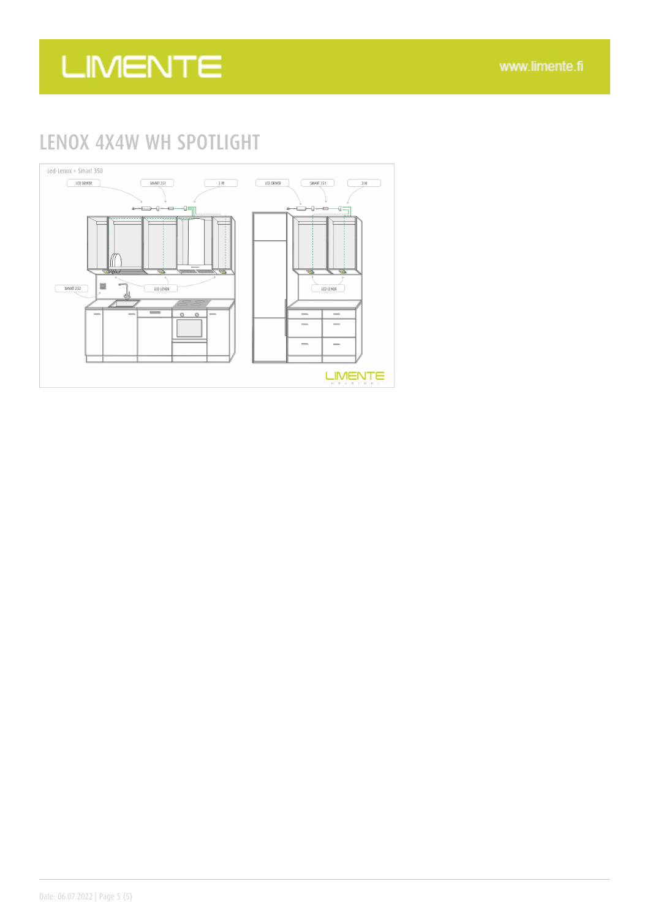# LENOX 4X4W WH SPOTLIGHT

Led-Lenox + Smart 350

LED DRIVER

SMART 351

3 M

LED DRIVER

SMART 351

3 M

SMART 352

LED LENOX

LED LENOX

LIMENTE

HELSINKI